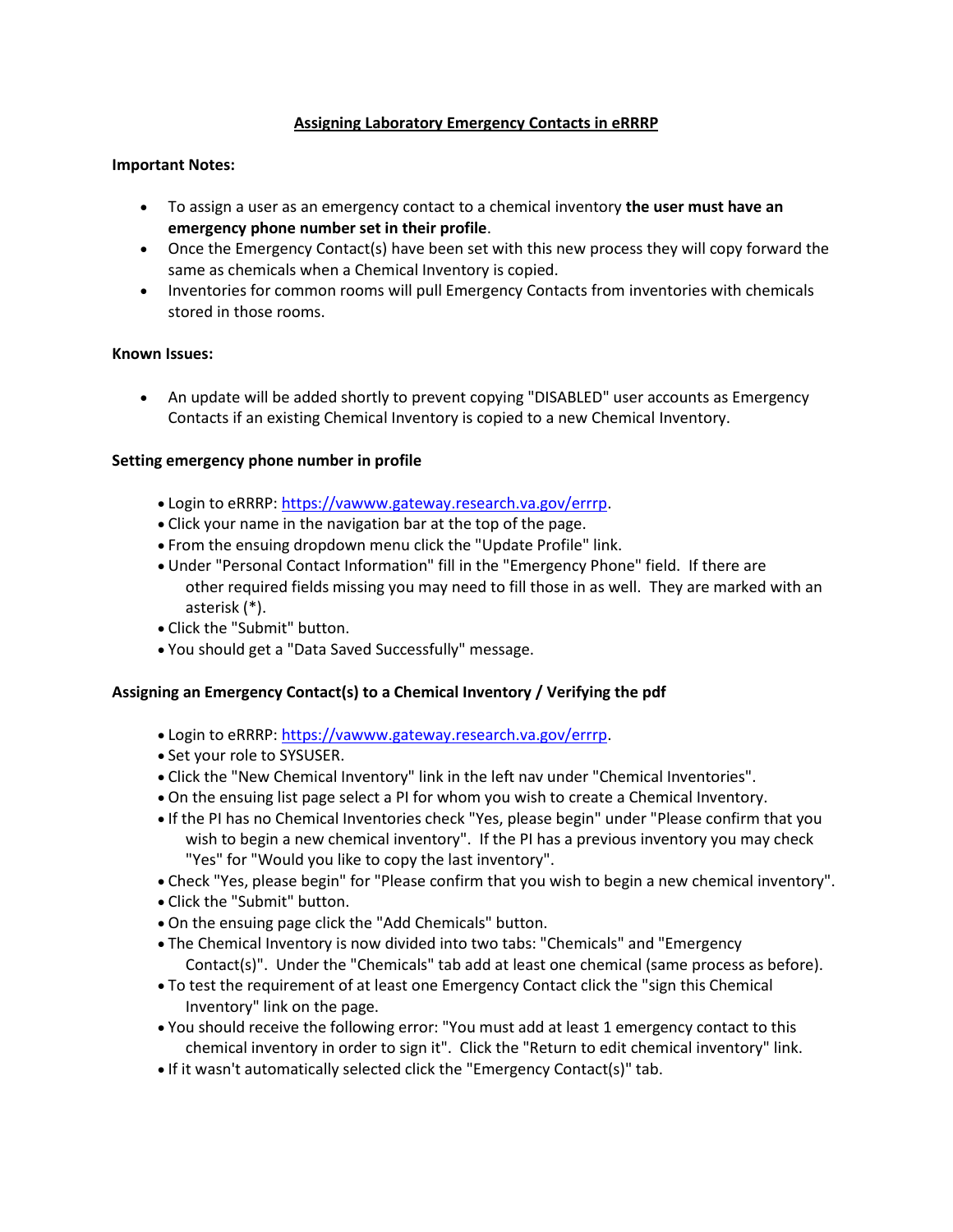# Assigning Laboratory Emergency Contacts in eRRRP

**Important Notes:**

- To assign a user as an emergency contact to a chemical inventory **the user must have an emergency phone number set in their profile**.
- Once the Emergency Contact(s) have been set with this new process they will copy forward the same as chemicals when a Chemical Inventory is copied.
- Inventories for common rooms will pull Emergency Contacts from inventories with chemicals stored in those rooms.

**Known Issues:**

- An update will be added shortly to prevent copying "DISABLED" user accounts as Emergency Contacts if an existing Chemical Inventory is copied to a new Chemical Inventory.

**Setting emergency phone number in profile**

- Login to eRRRP: https://vawww.gateway.research.va.gov/errrp.
- Click your name in the navigation bar at the top of the page.
- From the ensuing dropdown menu click the "Update Profile" link.
- Under "Personal Contact Information" fill in the "Emergency Phone" field. If there are other required fields missing you may need to fill those in as well. They are marked with an asterisk (*).
- Click the "Submit" button.
- You should get a "Data Saved Successfully" message.

**Assigning an Emergency Contact(s) to a Chemical Inventory / Verifying the pdf**

- Login to eRRRP: https://vawww.gateway.research.va.gov/errrp.
- Set your role to SYSUSER.
- Click the "New Chemical Inventory" link in the left nav under "Chemical Inventories".
- On the ensuing list page select a PI for whom you wish to create a Chemical Inventory.
- If the PI has no Chemical Inventories check "Yes, please begin" under "Please confirm that you wish to begin a new chemical inventory". If the PI has a previous inventory you may check "Yes" for "Would you like to copy the last inventory".
- Check "Yes, please begin" for "Please confirm that you wish to begin a new chemical inventory".
- Click the "Submit" button.
- On the ensuing page click the "Add Chemicals" button.
- The Chemical Inventory is now divided into two tabs: "Chemicals" and "Emergency Contact(s)". Under the "Chemicals" tab add at least one chemical (same process as before).
- To test the requirement of at least one Emergency Contact click the "sign this Chemical Inventory" link on the page.
- You should receive the following error: "You must add at least 1 emergency contact to this chemical inventory in order to sign it". Click the "Return to edit chemical inventory" link.
- If it wasn't automatically selected click the "Emergency Contact(s)" tab.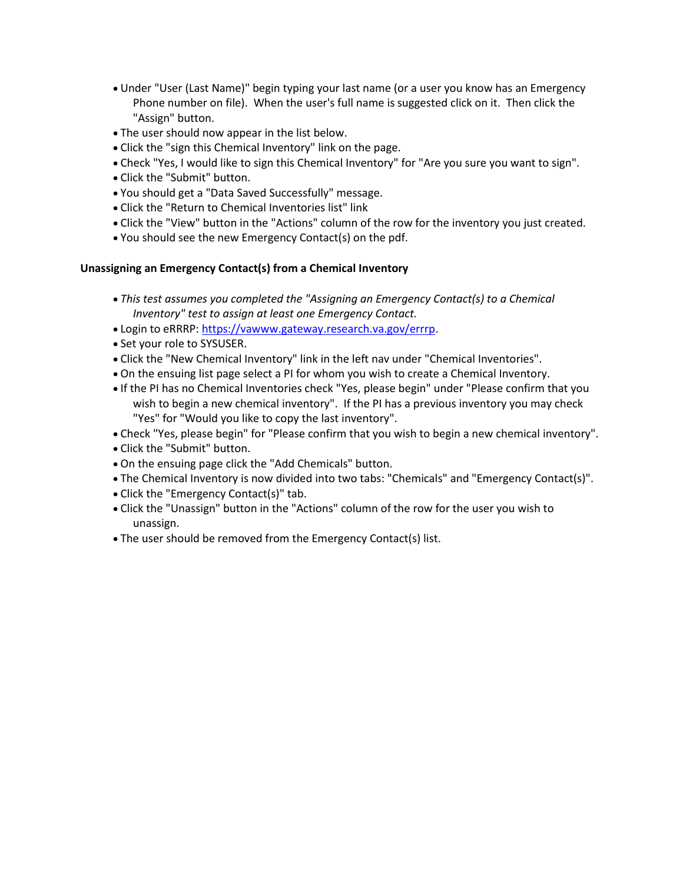- Under "User (Last Name)" begin typing your last name (or a user you know has an Emergency Phone number on file). When the user's full name is suggested click on it. Then click the "Assign" button.
- The user should now appear in the list below.
- Click the "sign this Chemical Inventory" link on the page.
- Check "Yes, I would like to sign this Chemical Inventory" for "Are you sure you want to sign".
- Click the "Submit" button.
- You should get a "Data Saved Successfully" message.
- Click the "Return to Chemical Inventories list" link
- Click the "View" button in the "Actions" column of the row for the inventory you just created.
- You should see the new Emergency Contact(s) on the pdf.

**Unassigning an Emergency Contact(s) from a Chemical Inventory**

- *This test assumes you completed the "Assigning an Emergency Contact(s) to a Chemical Inventory" test to assign at least one Emergency Contact.*
- Login to eRRRP: https://vawww.gateway.research.va.gov/errrp.
- Set your role to SYSUSER.
- Click the "New Chemical Inventory" link in the left nav under "Chemical Inventories".
- On the ensuing list page select a PI for whom you wish to create a Chemical Inventory.
- If the PI has no Chemical Inventories check "Yes, please begin" under "Please confirm that you wish to begin a new chemical inventory". If the PI has a previous inventory you may check "Yes" for "Would you like to copy the last inventory".
- Check "Yes, please begin" for "Please confirm that you wish to begin a new chemical inventory".
- Click the "Submit" button.
- On the ensuing page click the "Add Chemicals" button.
- The Chemical Inventory is now divided into two tabs: "Chemicals" and "Emergency Contact(s)".
- Click the "Emergency Contact(s)" tab.
- Click the "Unassign" button in the "Actions" column of the row for the user you wish to unassign.
- The user should be removed from the Emergency Contact(s) list.